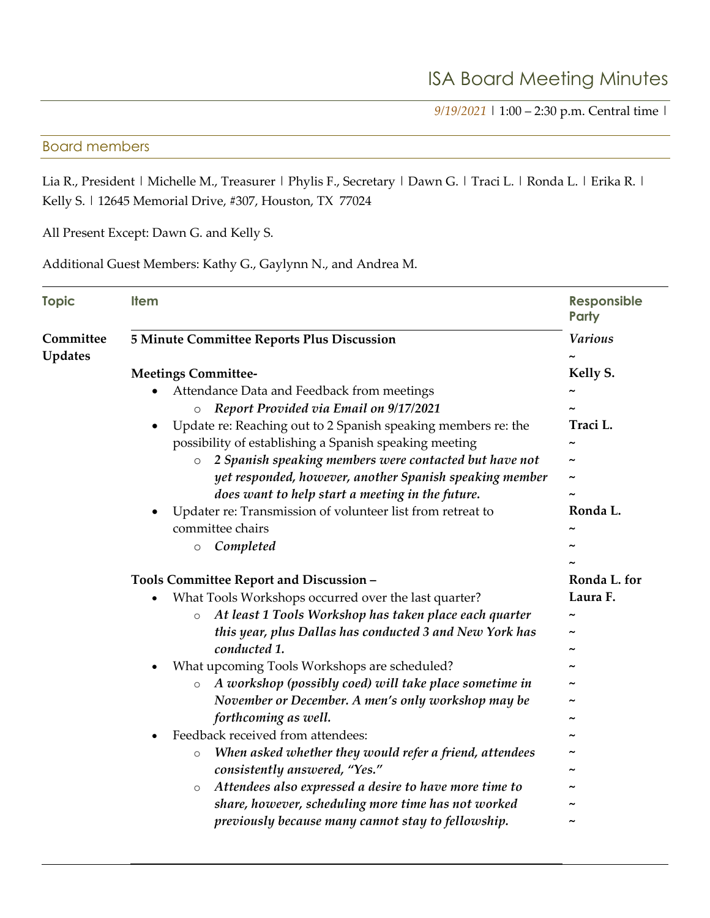# ISA Board Meeting Minutes

*9/19/2021* | 1:00 – 2:30 p.m. Central time |

## Board members

Lia R., President | Michelle M., Treasurer | Phylis F., Secretary | Dawn G. | Traci L. | Ronda L. | Erika R. | Kelly S. | 12645 Memorial Drive, #307, Houston, TX 77024

All Present Except: Dawn G. and Kelly S.

Additional Guest Members: Kathy G., Gaylynn N., and Andrea M.

| Topic | Item | Responsible Party |
|---|---|---|
| **Committee Updates** | **5 Minute Committee Reports Plus Discussion** | *Various* |
| | **Meetings Committee-** | **Kelly S.** |
| | • Attendance Data and Feedback from meetings<br>  ○ ***Report Provided via Email on 9/17/2021*** | |
| | • Update re: Reaching out to 2 Spanish speaking members re: the possibility of establishing a Spanish speaking meeting<br>  ○ ***2 Spanish speaking members were contacted but have not yet responded, however, another Spanish speaking member does want to help start a meeting in the future.*** | **Traci L.** |
| | • Updater re: Transmission of volunteer list from retreat to committee chairs<br>  ○ ***Completed*** | **Ronda L.** |
| | **Tools Committee Report and Discussion –** | **Ronda L. for Laura F.** |
| | • What Tools Workshops occurred over the last quarter?<br>  ○ ***At least 1 Tools Workshop has taken place each quarter this year, plus Dallas has conducted 3 and New York has conducted 1.*** | |
| | • What upcoming Tools Workshops are scheduled?<br>  ○ ***A workshop (possibly coed) will take place sometime in November or December. A men's only workshop may be forthcoming as well.*** | |
| | • Feedback received from attendees:<br>  ○ ***When asked whether they would refer a friend, attendees consistently answered, "Yes."***<br>  ○ ***Attendees also expressed a desire to have more time to share, however, scheduling more time has not worked previously because many cannot stay to fellowship.*** | |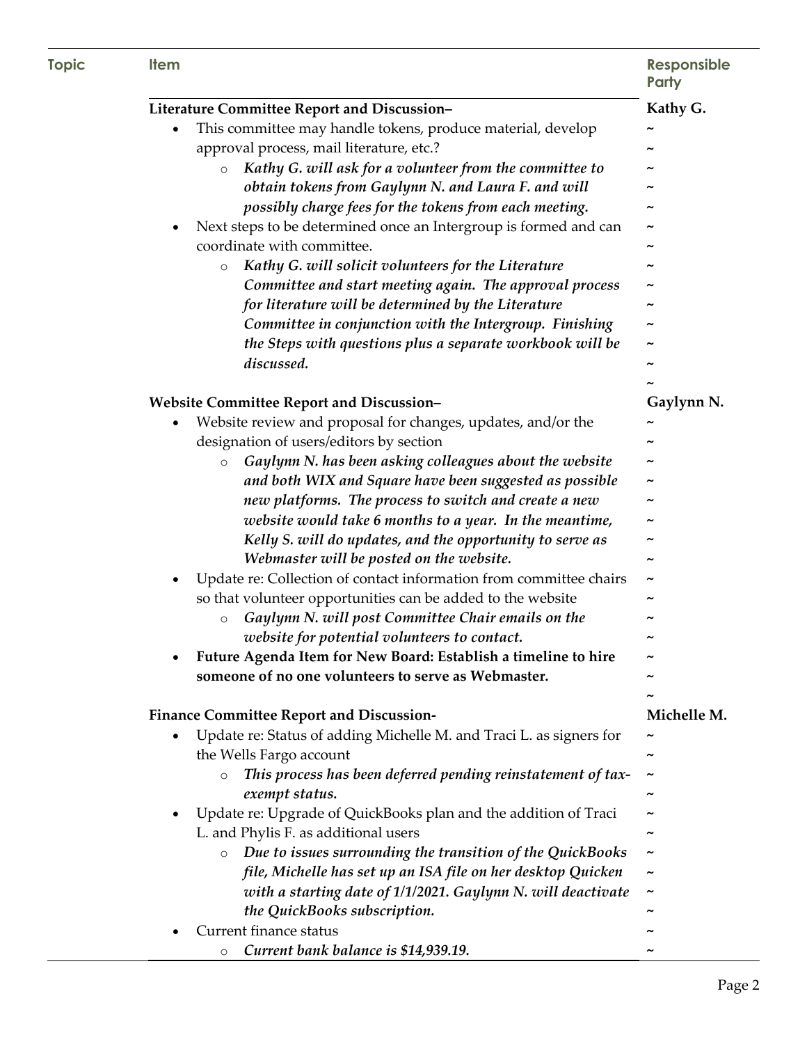| Topic | Item | Responsible Party |
|---|---|---|
| | **Literature Committee Report and Discussion–**<br>• This committee may handle tokens, produce material, develop approval process, mail literature, etc.?<br>  ○ ***Kathy G. will ask for a volunteer from the committee to obtain tokens from Gaylynn N. and Laura F. and will possibly charge fees for the tokens from each meeting.***<br>• Next steps to be determined once an Intergroup is formed and can coordinate with committee.<br>  ○ ***Kathy G. will solicit volunteers for the Literature Committee and start meeting again. The approval process for literature will be determined by the Literature Committee in conjunction with the Intergroup. Finishing the Steps with questions plus a separate workbook will be discussed.*** | **Kathy G.** |
| | **Website Committee Report and Discussion–**<br>• Website review and proposal for changes, updates, and/or the designation of users/editors by section<br>  ○ ***Gaylynn N. has been asking colleagues about the website and both WIX and Square have been suggested as possible new platforms. The process to switch and create a new website would take 6 months to a year. In the meantime, Kelly S. will do updates, and the opportunity to serve as Webmaster will be posted on the website.***<br>• Update re: Collection of contact information from committee chairs so that volunteer opportunities can be added to the website<br>  ○ ***Gaylynn N. will post Committee Chair emails on the website for potential volunteers to contact.***<br>• **Future Agenda Item for New Board: Establish a timeline to hire someone of no one volunteers to serve as Webmaster.** | **Gaylynn N.** |
| | **Finance Committee Report and Discussion-**<br>• Update re: Status of adding Michelle M. and Traci L. as signers for the Wells Fargo account<br>  ○ ***This process has been deferred pending reinstatement of tax-exempt status.***<br>• Update re: Upgrade of QuickBooks plan and the addition of Traci L. and Phylis F. as additional users<br>  ○ ***Due to issues surrounding the transition of the QuickBooks file, Michelle has set up an ISA file on her desktop Quicken with a starting date of 1/1/2021. Gaylynn N. will deactivate the QuickBooks subscription.***<br>• Current finance status<br>  ○ ***Current bank balance is $14,939.19.*** | **Michelle M.** |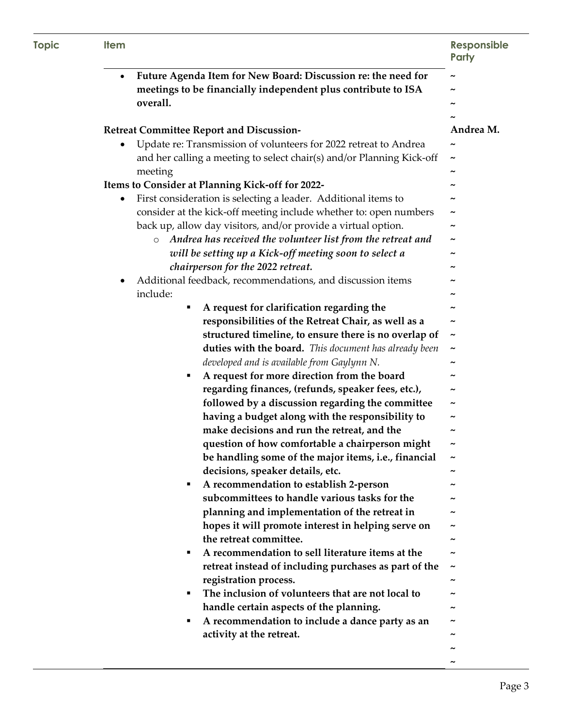| Topic | Item | Responsible Party |
|---|---|---|
| | • **Future Agenda Item for New Board: Discussion re: the need for meetings to be financially independent plus contribute to ISA overall.** | ~ |
| | **Retreat Committee Report and Discussion-** | **Andrea M.** |
| | • Update re: Transmission of volunteers for 2022 retreat to Andrea and her calling a meeting to select chair(s) and/or Planning Kick-off meeting | ~ |
| | **Items to Consider at Planning Kick-off for 2022-** | ~ |
| | • First consideration is selecting a leader. Additional items to consider at the kick-off meeting include whether to: open numbers back up, allow day visitors, and/or provide a virtual option.<br>  ○ ***Andrea has received the volunteer list from the retreat and will be setting up a Kick-off meeting soon to select a chairperson for the 2022 retreat.*** | ~ |
| | • Additional feedback, recommendations, and discussion items include:<br>  ▪ **A request for clarification regarding the responsibilities of the Retreat Chair, as well as a structured timeline, to ensure there is no overlap of duties with the board.** *This document has already been developed and is available from Gaylynn N.*<br>  ▪ **A request for more direction from the board regarding finances, (refunds, speaker fees, etc.), followed by a discussion regarding the committee having a budget along with the responsibility to make decisions and run the retreat, and the question of how comfortable a chairperson might be handling some of the major items, i.e., financial decisions, speaker details, etc.**<br>  ▪ **A recommendation to establish 2-person subcommittees to handle various tasks for the planning and implementation of the retreat in hopes it will promote interest in helping serve on the retreat committee.**<br>  ▪ **A recommendation to sell literature items at the retreat instead of including purchases as part of the registration process.**<br>  ▪ **The inclusion of volunteers that are not local to handle certain aspects of the planning.**<br>  ▪ **A recommendation to include a dance party as an activity at the retreat.** | ~ |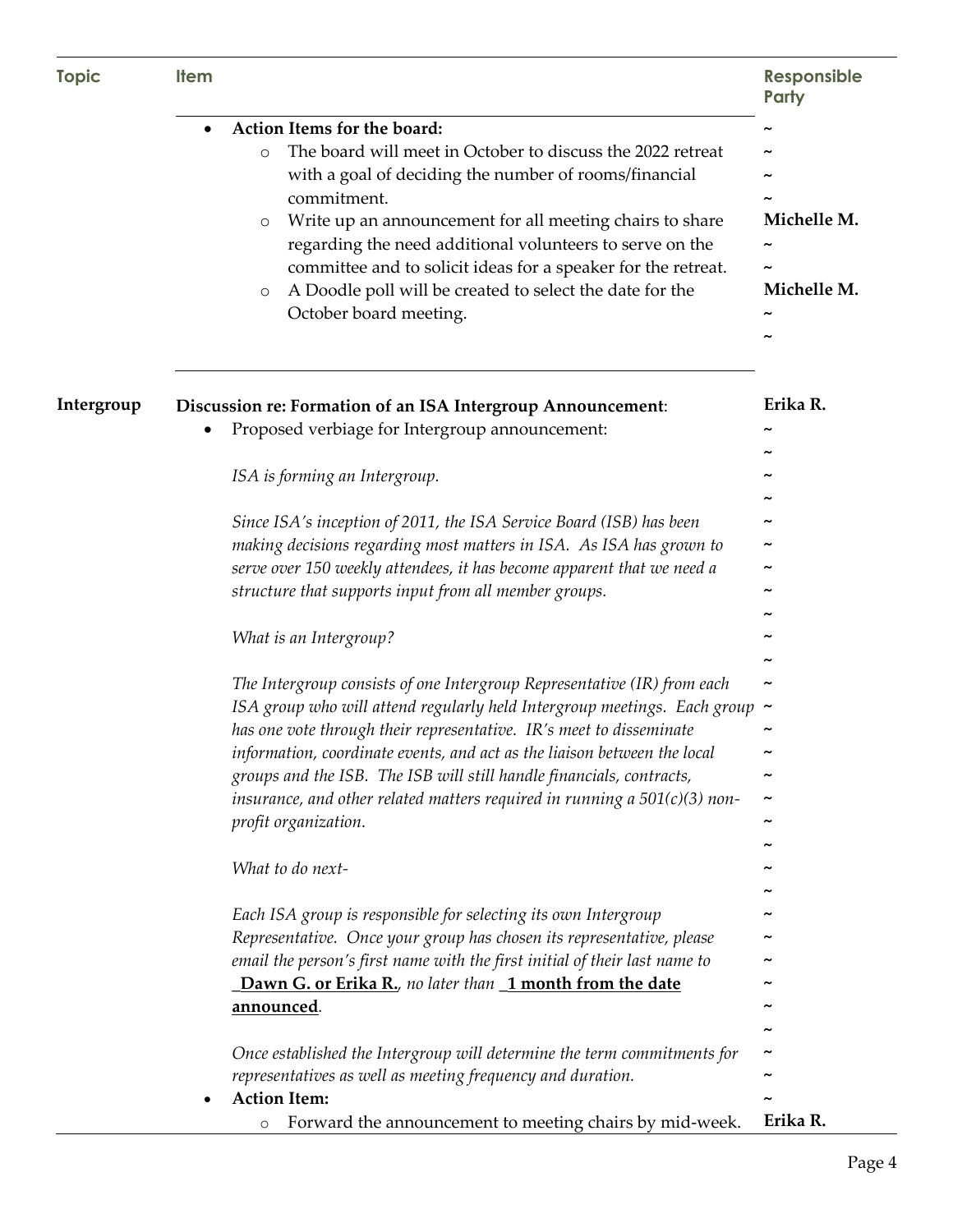| Topic | Item | Responsible Party |
|---|---|---|
| | • **Action Items for the board:**<br>  ○ The board will meet in October to discuss the 2022 retreat with a goal of deciding the number of rooms/financial commitment.<br>  ○ Write up an announcement for all meeting chairs to share regarding the need additional volunteers to serve on the committee and to solicit ideas for a speaker for the retreat.<br>  ○ A Doodle poll will be created to select the date for the October board meeting. | ~<br>~<br>~<br>~<br>**Michelle M.**<br>~<br>~<br>**Michelle M.**<br>~<br>~ |
| **Intergroup** | **Discussion re: Formation of an ISA Intergroup Announcement**:<br>• Proposed verbiage for Intergroup announcement:<br><br>*ISA is forming an Intergroup.*<br><br>*Since ISA's inception of 2011, the ISA Service Board (ISB) has been making decisions regarding most matters in ISA. As ISA has grown to serve over 150 weekly attendees, it has become apparent that we need a structure that supports input from all member groups.*<br><br>*What is an Intergroup?*<br><br>*The Intergroup consists of one Intergroup Representative (IR) from each ISA group who will attend regularly held Intergroup meetings. Each group has one vote through their representative. IR's meet to disseminate information, coordinate events, and act as the liaison between the local groups and the ISB. The ISB will still handle financials, contracts, insurance, and other related matters required in running a 501(c)(3) non-profit organization.*<br><br>*What to do next-*<br><br>*Each ISA group is responsible for selecting its own Intergroup Representative. Once your group has chosen its representative, please email the person's first name with the first initial of their last name to* **_Dawn G. or Erika R.**, *no later than* **_1 month from the date announced**.<br><br>*Once established the Intergroup will determine the term commitments for representatives as well as meeting frequency and duration.*<br>• **Action Item:**<br>  ○ Forward the announcement to meeting chairs by mid-week. | **Erika R.**<br>~<br>~<br>~<br>~<br>~<br>~<br>~<br>~<br>~<br>~<br>~<br>~<br>~<br>~<br>~<br>~<br>~<br>~<br>~<br>~<br>~<br>~<br>~<br>~<br>~<br>~<br>~<br>~<br>~<br>**Erika R.** |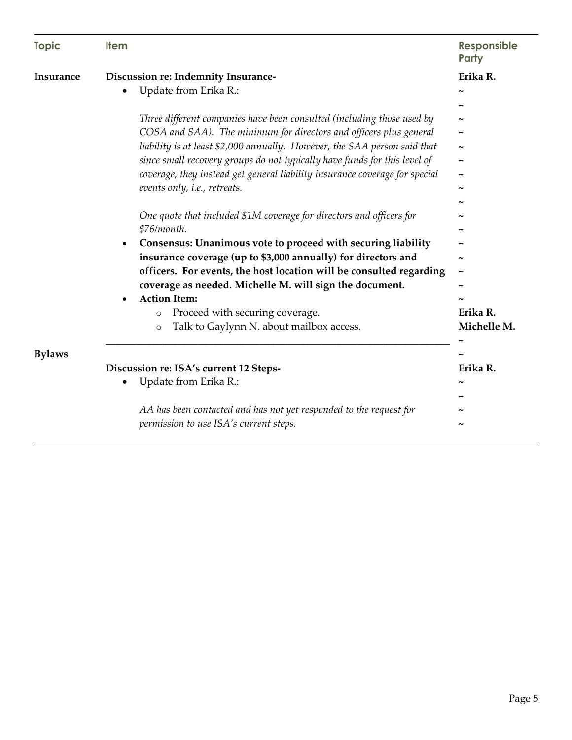| Topic | Item | Responsible Party |
|---|---|---|
| **Insurance** | **Discussion re: Indemnity Insurance-** | **Erika R.** |
| | • Update from Erika R.: | ~ |
| | | ~ |
| | *Three different companies have been consulted (including those used by COSA and SAA). The minimum for directors and officers plus general liability is at least $2,000 annually. However, the SAA person said that since small recovery groups do not typically have funds for this level of coverage, they instead get general liability insurance coverage for special events only, i.e., retreats.* | ~ |
| | | ~ |
| | *One quote that included $1M coverage for directors and officers for $76/month.* | ~ |
| | • **Consensus: Unanimous vote to proceed with securing liability insurance coverage (up to $3,000 annually) for directors and officers. For events, the host location will be consulted regarding coverage as needed. Michelle M. will sign the document.** | ~ |
| | • **Action Item:** | ~ |
| | ○ Proceed with securing coverage. | **Erika R.** |
| | ○ Talk to Gaylynn N. about mailbox access. | **Michelle M.** |
| | | ~ |
| **Bylaws** | | ~ |
| | **Discussion re: ISA's current 12 Steps-** | **Erika R.** |
| | • Update from Erika R.: | ~ |
| | | ~ |
| | *AA has been contacted and has not yet responded to the request for permission to use ISA's current steps.* | ~ |